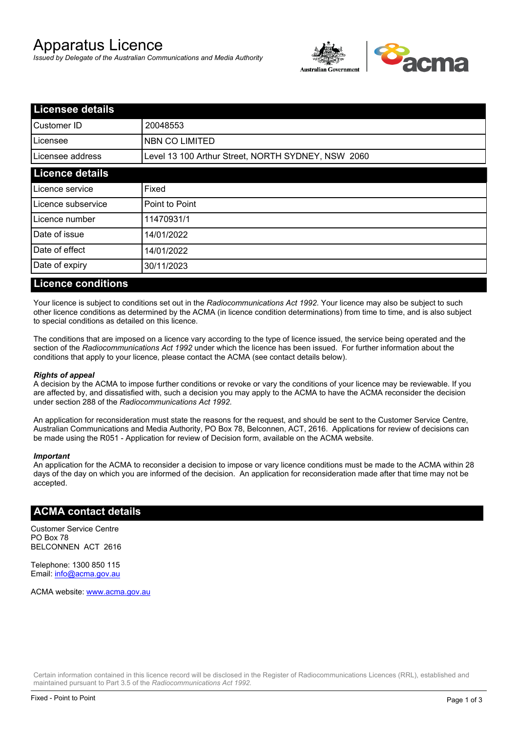# Apparatus Licence

*Issued by Delegate of the Australian Communications and Media Authority*

## Licensee details

| | |
|---|---|
| Customer ID | 20048553 |
| Licensee | NBN CO LIMITED |
| Licensee address | Level 13 100 Arthur Street, NORTH SYDNEY, NSW 2060 |

## Licence details

| | |
|---|---|
| Licence service | Fixed |
| Licence subservice | Point to Point |
| Licence number | 11470931/1 |
| Date of issue | 14/01/2022 |
| Date of effect | 14/01/2022 |
| Date of expiry | 30/11/2023 |

## Licence conditions

Your licence is subject to conditions set out in the *Radiocommunications Act 1992*. Your licence may also be subject to such other licence conditions as determined by the ACMA (in licence condition determinations) from time to time, and is also subject to special conditions as detailed on this licence.

The conditions that are imposed on a licence vary according to the type of licence issued, the service being operated and the section of the *Radiocommunications Act 1992* under which the licence has been issued. For further information about the conditions that apply to your licence, please contact the ACMA (see contact details below).

***Rights of appeal***

A decision by the ACMA to impose further conditions or revoke or vary the conditions of your licence may be reviewable. If you are affected by, and dissatisfied with, such a decision you may apply to the ACMA to have the ACMA reconsider the decision under section 288 of the *Radiocommunications Act 1992*.

An application for reconsideration must state the reasons for the request, and should be sent to the Customer Service Centre, Australian Communications and Media Authority, PO Box 78, Belconnen, ACT, 2616. Applications for review of decisions can be made using the R051 - Application for review of Decision form, available on the ACMA website.

***Important***

An application for the ACMA to reconsider a decision to impose or vary licence conditions must be made to the ACMA within 28 days of the day on which you are informed of the decision. An application for reconsideration made after that time may not be accepted.

## ACMA contact details

Customer Service Centre
PO Box 78
BELCONNEN ACT 2616

Telephone: 1300 850 115
Email: info@acma.gov.au

ACMA website: www.acma.gov.au

Certain information contained in this licence record will be disclosed in the Register of Radiocommunications Licences (RRL), established and maintained pursuant to Part 3.5 of the *Radiocommunications Act 1992.*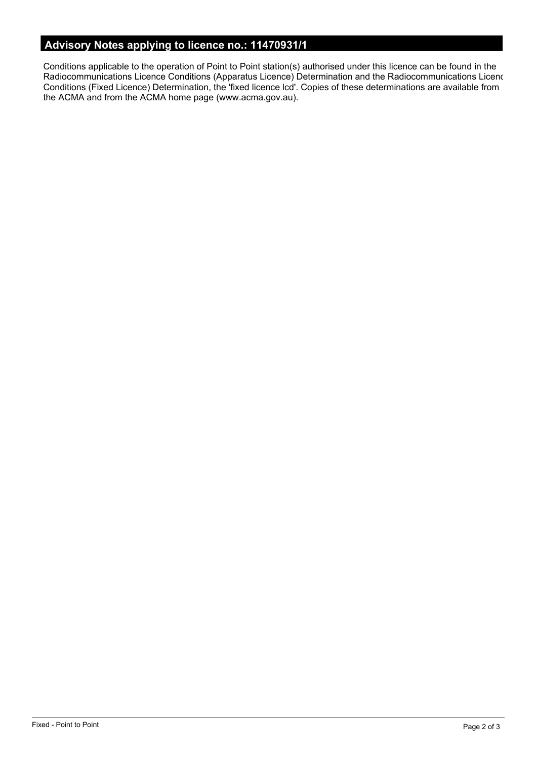## Advisory Notes applying to licence no.: 11470931/1

Conditions applicable to the operation of Point to Point station(s) authorised under this licence can be found in the Radiocommunications Licence Conditions (Apparatus Licence) Determination and the Radiocommunications Licenc Conditions (Fixed Licence) Determination, the 'fixed licence lcd'. Copies of these determinations are available from the ACMA and from the ACMA home page (www.acma.gov.au).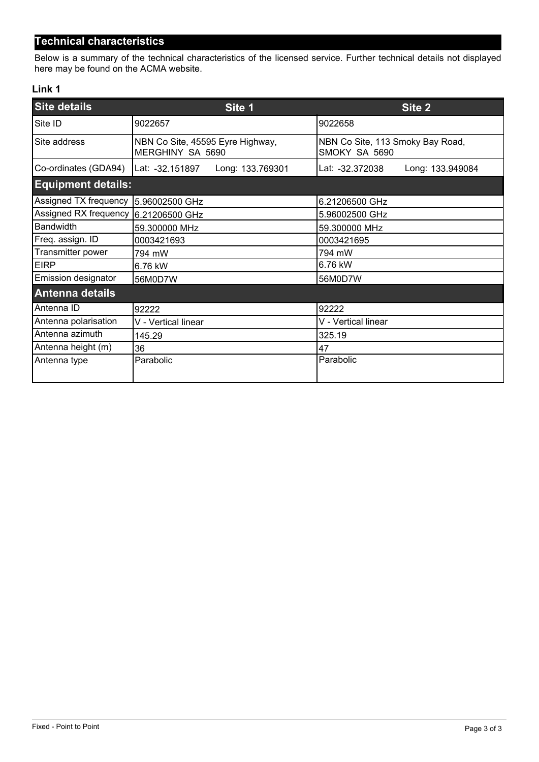## Technical characteristics

Below is a summary of the technical characteristics of the licensed service. Further technical details not displayed here may be found on the ACMA website.

### Link 1

| Site details | Site 1 | Site 2 |
|---|---|---|
| Site ID | 9022657 | 9022658 |
| Site address | NBN Co Site, 45595 Eyre Highway, MERGHINY SA 5690 | NBN Co Site, 113 Smoky Bay Road, SMOKY SA 5690 |
| Co-ordinates (GDA94) | Lat: -32.151897 Long: 133.769301 | Lat: -32.372038 Long: 133.949084 |
| **Equipment details:** | | |
| Assigned TX frequency | 5.96002500 GHz | 6.21206500 GHz |
| Assigned RX frequency | 6.21206500 GHz | 5.96002500 GHz |
| Bandwidth | 59.300000 MHz | 59.300000 MHz |
| Freq. assign. ID | 0003421693 | 0003421695 |
| Transmitter power | 794 mW | 794 mW |
| EIRP | 6.76 kW | 6.76 kW |
| Emission designator | 56M0D7W | 56M0D7W |
| **Antenna details** | | |
| Antenna ID | 92222 | 92222 |
| Antenna polarisation | V - Vertical linear | V - Vertical linear |
| Antenna azimuth | 145.29 | 325.19 |
| Antenna height (m) | 36 | 47 |
| Antenna type | Parabolic | Parabolic |